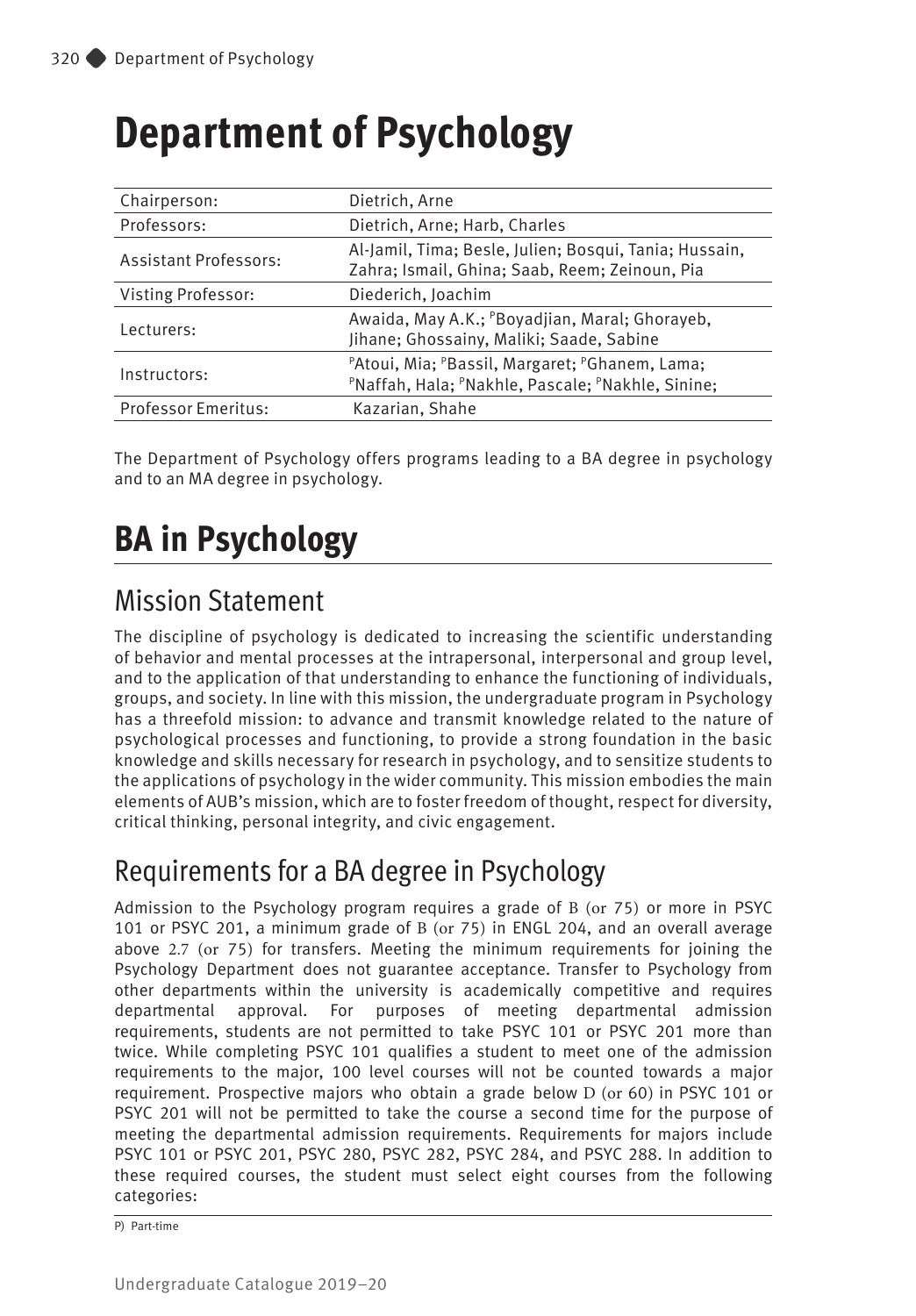# Department of Psychology

| Chairperson: | Dietrich, Arne |
|---|---|
| Professors: | Dietrich, Arne; Harb, Charles |
| Assistant Professors: | Al-Jamil, Tima; Besle, Julien; Bosqui, Tania; Hussain, Zahra; Ismail, Ghina; Saab, Reem; Zeinoun, Pia |
| Visting Professor: | Diederich, Joachim |
| Lecturers: | Awaida, May A.K.; [P]Boyadjian, Maral; Ghorayeb, Jihane; Ghossainy, Maliki; Saade, Sabine |
| Instructors: | [P]Atoui, Mia; [P]Bassil, Margaret; [P]Ghanem, Lama; [P]Naffah, Hala; [P]Nakhle, Pascale; [P]Nakhle, Sinine; |
| Professor Emeritus: | Kazarian, Shahe |

The Department of Psychology offers programs leading to a BA degree in psychology and to an MA degree in psychology.

# BA in Psychology

## Mission Statement

The discipline of psychology is dedicated to increasing the scientific understanding of behavior and mental processes at the intrapersonal, interpersonal and group level, and to the application of that understanding to enhance the functioning of individuals, groups, and society. In line with this mission, the undergraduate program in Psychology has a threefold mission: to advance and transmit knowledge related to the nature of psychological processes and functioning, to provide a strong foundation in the basic knowledge and skills necessary for research in psychology, and to sensitize students to the applications of psychology in the wider community. This mission embodies the main elements of AUB's mission, which are to foster freedom of thought, respect for diversity, critical thinking, personal integrity, and civic engagement.

## Requirements for a BA degree in Psychology

Admission to the Psychology program requires a grade of B (or 75) or more in PSYC 101 or PSYC 201, a minimum grade of B (or 75) in ENGL 204, and an overall average above 2.7 (or 75) for transfers. Meeting the minimum requirements for joining the Psychology Department does not guarantee acceptance. Transfer to Psychology from other departments within the university is academically competitive and requires departmental approval. For purposes of meeting departmental admission requirements, students are not permitted to take PSYC 101 or PSYC 201 more than twice. While completing PSYC 101 qualifies a student to meet one of the admission requirements to the major, 100 level courses will not be counted towards a major requirement. Prospective majors who obtain a grade below D (or 60) in PSYC 101 or PSYC 201 will not be permitted to take the course a second time for the purpose of meeting the departmental admission requirements. Requirements for majors include PSYC 101 or PSYC 201, PSYC 280, PSYC 282, PSYC 284, and PSYC 288. In addition to these required courses, the student must select eight courses from the following categories:

P) Part-time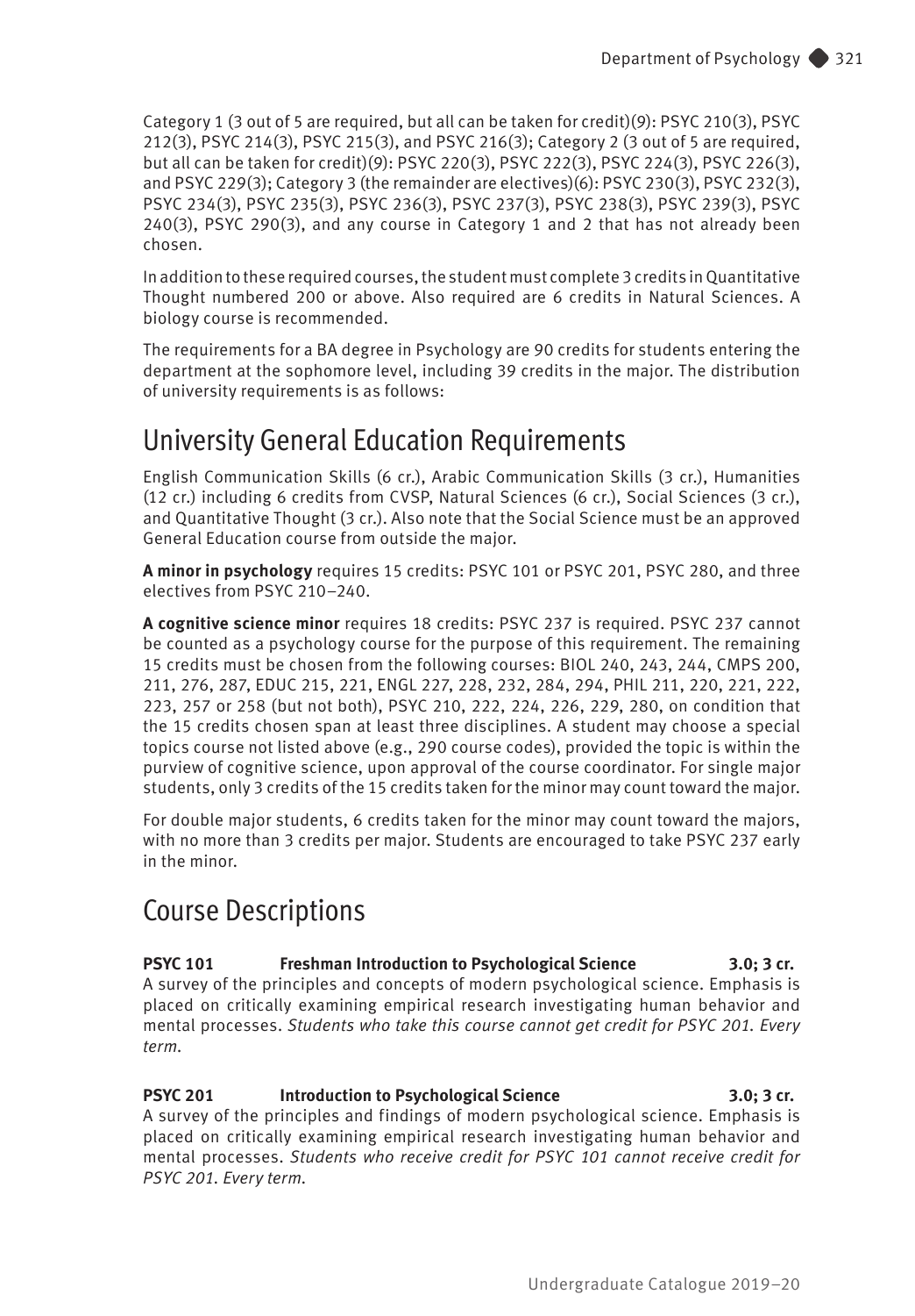Category 1 (3 out of 5 are required, but all can be taken for credit)(9): PSYC 210(3), PSYC 212(3), PSYC 214(3), PSYC 215(3), and PSYC 216(3); Category 2 (3 out of 5 are required, but all can be taken for credit)(9): PSYC 220(3), PSYC 222(3), PSYC 224(3), PSYC 226(3), and PSYC 229(3); Category 3 (the remainder are electives)(6): PSYC 230(3), PSYC 232(3), PSYC 234(3), PSYC 235(3), PSYC 236(3), PSYC 237(3), PSYC 238(3), PSYC 239(3), PSYC 240(3), PSYC 290(3), and any course in Category 1 and 2 that has not already been chosen.

In addition to these required courses, the student must complete 3 credits in Quantitative Thought numbered 200 or above. Also required are 6 credits in Natural Sciences. A biology course is recommended.

The requirements for a BA degree in Psychology are 90 credits for students entering the department at the sophomore level, including 39 credits in the major. The distribution of university requirements is as follows:

## University General Education Requirements

English Communication Skills (6 cr.), Arabic Communication Skills (3 cr.), Humanities (12 cr.) including 6 credits from CVSP, Natural Sciences (6 cr.), Social Sciences (3 cr.), and Quantitative Thought (3 cr.). Also note that the Social Science must be an approved General Education course from outside the major.

**A minor in psychology** requires 15 credits: PSYC 101 or PSYC 201, PSYC 280, and three electives from PSYC 210–240.

**A cognitive science minor** requires 18 credits: PSYC 237 is required. PSYC 237 cannot be counted as a psychology course for the purpose of this requirement. The remaining 15 credits must be chosen from the following courses: BIOL 240, 243, 244, CMPS 200, 211, 276, 287, EDUC 215, 221, ENGL 227, 228, 232, 284, 294, PHIL 211, 220, 221, 222, 223, 257 or 258 (but not both), PSYC 210, 222, 224, 226, 229, 280, on condition that the 15 credits chosen span at least three disciplines. A student may choose a special topics course not listed above (e.g., 290 course codes), provided the topic is within the purview of cognitive science, upon approval of the course coordinator. For single major students, only 3 credits of the 15 credits taken for the minor may count toward the major.

For double major students, 6 credits taken for the minor may count toward the majors, with no more than 3 credits per major. Students are encouraged to take PSYC 237 early in the minor.

## Course Descriptions

**PSYC 101 Freshman Introduction to Psychological Science 3.0; 3 cr.**
A survey of the principles and concepts of modern psychological science. Emphasis is placed on critically examining empirical research investigating human behavior and mental processes. *Students who take this course cannot get credit for PSYC 201. Every term.*

**PSYC 201 Introduction to Psychological Science 3.0; 3 cr.**
A survey of the principles and findings of modern psychological science. Emphasis is placed on critically examining empirical research investigating human behavior and mental processes. *Students who receive credit for PSYC 101 cannot receive credit for PSYC 201. Every term.*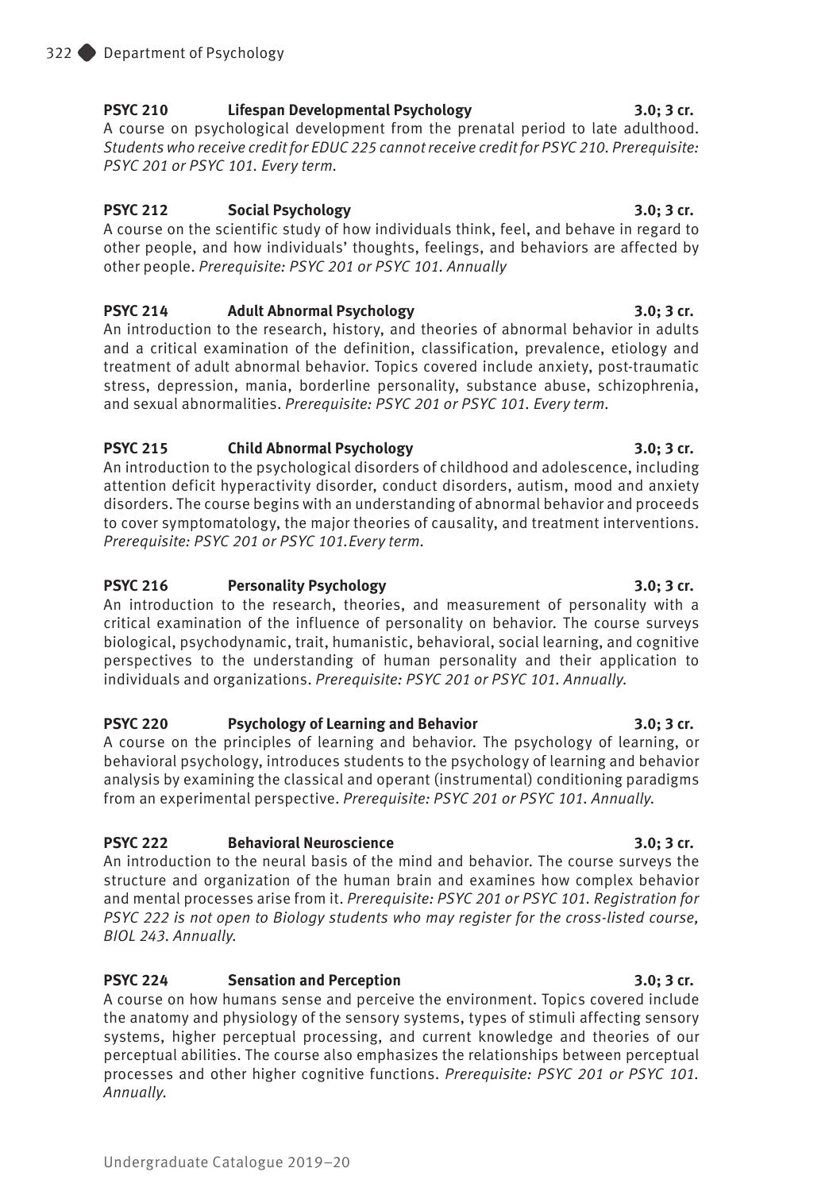**PSYC 210 Lifespan Developmental Psychology 3.0; 3 cr.**
A course on psychological development from the prenatal period to late adulthood. *Students who receive credit for EDUC 225 cannot receive credit for PSYC 210. Prerequisite: PSYC 201 or PSYC 101. Every term.*

**PSYC 212 Social Psychology 3.0; 3 cr.**
A course on the scientific study of how individuals think, feel, and behave in regard to other people, and how individuals' thoughts, feelings, and behaviors are affected by other people. *Prerequisite: PSYC 201 or PSYC 101. Annually*

**PSYC 214 Adult Abnormal Psychology 3.0; 3 cr.**
An introduction to the research, history, and theories of abnormal behavior in adults and a critical examination of the definition, classification, prevalence, etiology and treatment of adult abnormal behavior. Topics covered include anxiety, post-traumatic stress, depression, mania, borderline personality, substance abuse, schizophrenia, and sexual abnormalities. *Prerequisite: PSYC 201 or PSYC 101. Every term.*

**PSYC 215 Child Abnormal Psychology 3.0; 3 cr.**
An introduction to the psychological disorders of childhood and adolescence, including attention deficit hyperactivity disorder, conduct disorders, autism, mood and anxiety disorders. The course begins with an understanding of abnormal behavior and proceeds to cover symptomatology, the major theories of causality, and treatment interventions. *Prerequisite: PSYC 201 or PSYC 101.Every term.*

**PSYC 216 Personality Psychology 3.0; 3 cr.**
An introduction to the research, theories, and measurement of personality with a critical examination of the influence of personality on behavior. The course surveys biological, psychodynamic, trait, humanistic, behavioral, social learning, and cognitive perspectives to the understanding of human personality and their application to individuals and organizations. *Prerequisite: PSYC 201 or PSYC 101. Annually.*

**PSYC 220 Psychology of Learning and Behavior 3.0; 3 cr.**
A course on the principles of learning and behavior. The psychology of learning, or behavioral psychology, introduces students to the psychology of learning and behavior analysis by examining the classical and operant (instrumental) conditioning paradigms from an experimental perspective. *Prerequisite: PSYC 201 or PSYC 101. Annually.*

**PSYC 222 Behavioral Neuroscience 3.0; 3 cr.**
An introduction to the neural basis of the mind and behavior. The course surveys the structure and organization of the human brain and examines how complex behavior and mental processes arise from it. *Prerequisite: PSYC 201 or PSYC 101. Registration for PSYC 222 is not open to Biology students who may register for the cross-listed course, BIOL 243. Annually.*

**PSYC 224 Sensation and Perception 3.0; 3 cr.**
A course on how humans sense and perceive the environment. Topics covered include the anatomy and physiology of the sensory systems, types of stimuli affecting sensory systems, higher perceptual processing, and current knowledge and theories of our perceptual abilities. The course also emphasizes the relationships between perceptual processes and other higher cognitive functions. *Prerequisite: PSYC 201 or PSYC 101. Annually.*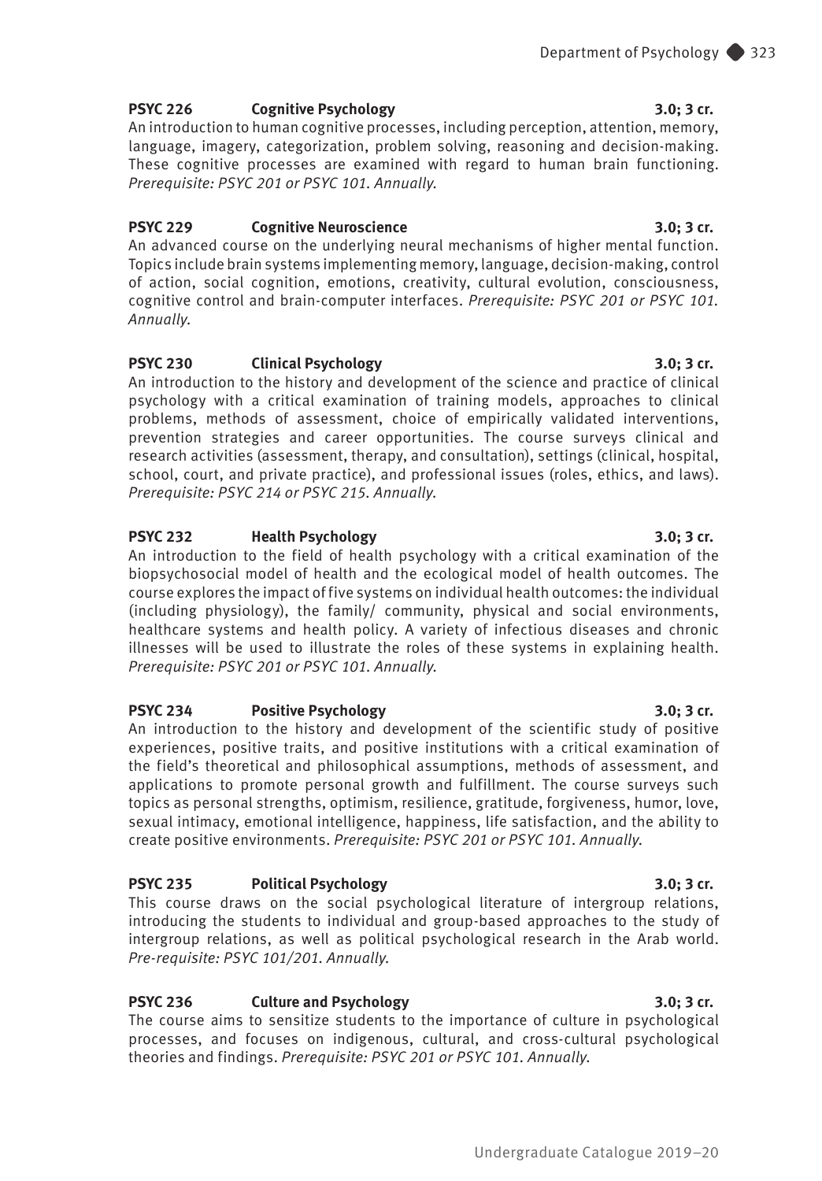**PSYC 226 Cognitive Psychology 3.0; 3 cr.**
An introduction to human cognitive processes, including perception, attention, memory, language, imagery, categorization, problem solving, reasoning and decision-making. These cognitive processes are examined with regard to human brain functioning. *Prerequisite: PSYC 201 or PSYC 101. Annually.*

**PSYC 229 Cognitive Neuroscience 3.0; 3 cr.**
An advanced course on the underlying neural mechanisms of higher mental function. Topics include brain systems implementing memory, language, decision-making, control of action, social cognition, emotions, creativity, cultural evolution, consciousness, cognitive control and brain-computer interfaces. *Prerequisite: PSYC 201 or PSYC 101. Annually.*

**PSYC 230 Clinical Psychology 3.0; 3 cr.**
An introduction to the history and development of the science and practice of clinical psychology with a critical examination of training models, approaches to clinical problems, methods of assessment, choice of empirically validated interventions, prevention strategies and career opportunities. The course surveys clinical and research activities (assessment, therapy, and consultation), settings (clinical, hospital, school, court, and private practice), and professional issues (roles, ethics, and laws). *Prerequisite: PSYC 214 or PSYC 215. Annually.*

**PSYC 232 Health Psychology 3.0; 3 cr.**
An introduction to the field of health psychology with a critical examination of the biopsychosocial model of health and the ecological model of health outcomes. The course explores the impact of five systems on individual health outcomes: the individual (including physiology), the family/ community, physical and social environments, healthcare systems and health policy. A variety of infectious diseases and chronic illnesses will be used to illustrate the roles of these systems in explaining health. *Prerequisite: PSYC 201 or PSYC 101. Annually.*

**PSYC 234 Positive Psychology 3.0; 3 cr.**
An introduction to the history and development of the scientific study of positive experiences, positive traits, and positive institutions with a critical examination of the field's theoretical and philosophical assumptions, methods of assessment, and applications to promote personal growth and fulfillment. The course surveys such topics as personal strengths, optimism, resilience, gratitude, forgiveness, humor, love, sexual intimacy, emotional intelligence, happiness, life satisfaction, and the ability to create positive environments. *Prerequisite: PSYC 201 or PSYC 101. Annually.*

**PSYC 235 Political Psychology 3.0; 3 cr.**
This course draws on the social psychological literature of intergroup relations, introducing the students to individual and group-based approaches to the study of intergroup relations, as well as political psychological research in the Arab world. *Pre-requisite: PSYC 101/201. Annually.*

**PSYC 236 Culture and Psychology 3.0; 3 cr.**
The course aims to sensitize students to the importance of culture in psychological processes, and focuses on indigenous, cultural, and cross-cultural psychological theories and findings. *Prerequisite: PSYC 201 or PSYC 101. Annually.*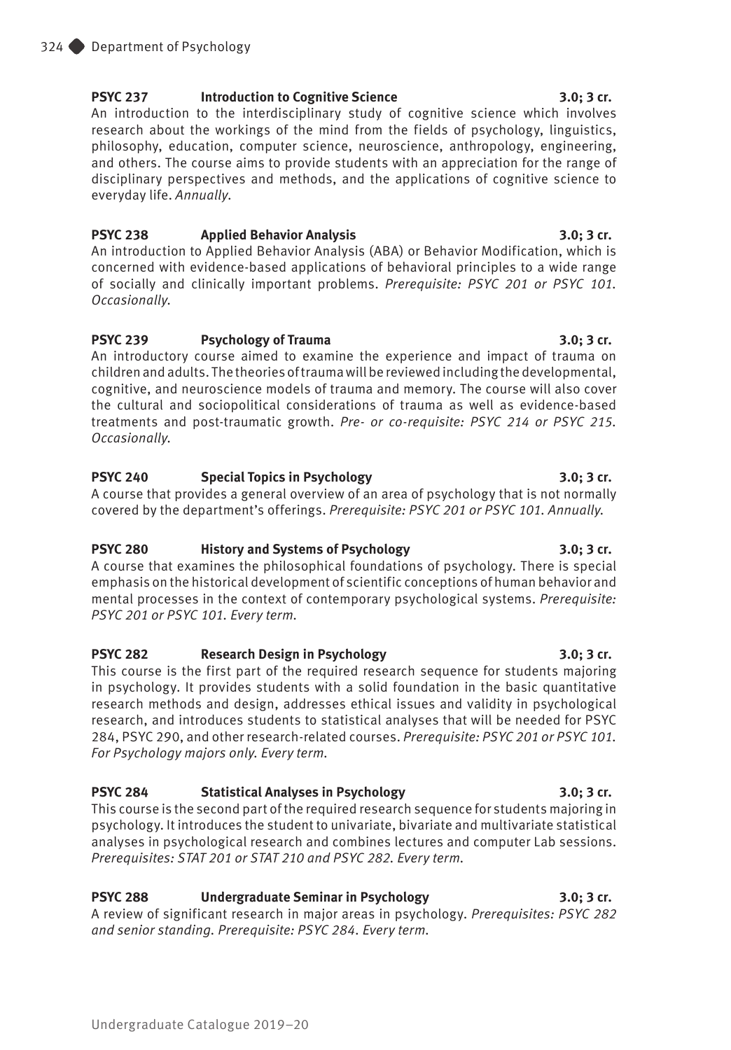**PSYC 237 Introduction to Cognitive Science 3.0; 3 cr.**
An introduction to the interdisciplinary study of cognitive science which involves research about the workings of the mind from the fields of psychology, linguistics, philosophy, education, computer science, neuroscience, anthropology, engineering, and others. The course aims to provide students with an appreciation for the range of disciplinary perspectives and methods, and the applications of cognitive science to everyday life. *Annually.*

**PSYC 238 Applied Behavior Analysis 3.0; 3 cr.**
An introduction to Applied Behavior Analysis (ABA) or Behavior Modification, which is concerned with evidence-based applications of behavioral principles to a wide range of socially and clinically important problems. *Prerequisite: PSYC 201 or PSYC 101. Occasionally.*

**PSYC 239 Psychology of Trauma 3.0; 3 cr.**
An introductory course aimed to examine the experience and impact of trauma on children and adults. The theories of trauma will be reviewed including the developmental, cognitive, and neuroscience models of trauma and memory. The course will also cover the cultural and sociopolitical considerations of trauma as well as evidence-based treatments and post-traumatic growth. *Pre- or co-requisite: PSYC 214 or PSYC 215. Occasionally.*

**PSYC 240 Special Topics in Psychology 3.0; 3 cr.**
A course that provides a general overview of an area of psychology that is not normally covered by the department's offerings. *Prerequisite: PSYC 201 or PSYC 101. Annually.*

**PSYC 280 History and Systems of Psychology 3.0; 3 cr.**
A course that examines the philosophical foundations of psychology. There is special emphasis on the historical development of scientific conceptions of human behavior and mental processes in the context of contemporary psychological systems. *Prerequisite: PSYC 201 or PSYC 101. Every term.*

**PSYC 282 Research Design in Psychology 3.0; 3 cr.**
This course is the first part of the required research sequence for students majoring in psychology. It provides students with a solid foundation in the basic quantitative research methods and design, addresses ethical issues and validity in psychological research, and introduces students to statistical analyses that will be needed for PSYC 284, PSYC 290, and other research-related courses. *Prerequisite: PSYC 201 or PSYC 101. For Psychology majors only. Every term.*

**PSYC 284 Statistical Analyses in Psychology 3.0; 3 cr.**
This course is the second part of the required research sequence for students majoring in psychology. It introduces the student to univariate, bivariate and multivariate statistical analyses in psychological research and combines lectures and computer Lab sessions. *Prerequisites: STAT 201 or STAT 210 and PSYC 282. Every term.*

**PSYC 288 Undergraduate Seminar in Psychology 3.0; 3 cr.**
A review of significant research in major areas in psychology. *Prerequisites: PSYC 282 and senior standing. Prerequisite: PSYC 284. Every term.*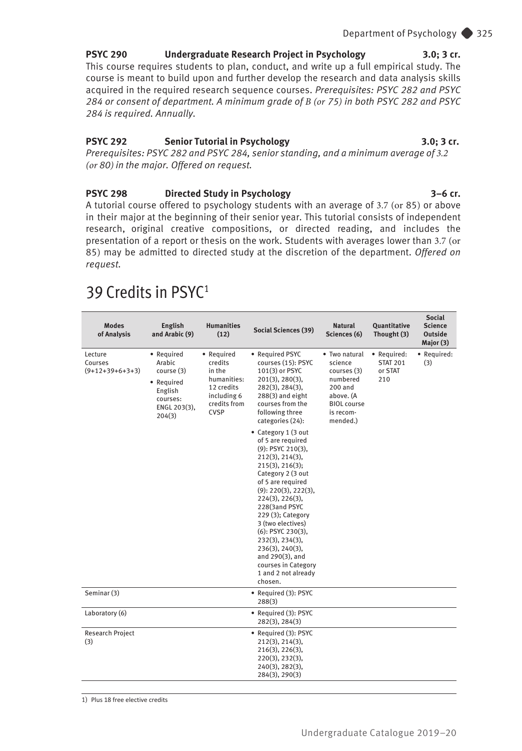**PSYC 290 Undergraduate Research Project in Psychology 3.0; 3 cr.**

This course requires students to plan, conduct, and write up a full empirical study. The course is meant to build upon and further develop the research and data analysis skills acquired in the required research sequence courses. *Prerequisites: PSYC 282 and PSYC 284 or consent of department. A minimum grade of B (or 75) in both PSYC 282 and PSYC 284 is required. Annually.*

**PSYC 292 Senior Tutorial in Psychology 3.0; 3 cr.**

*Prerequisites: PSYC 282 and PSYC 284, senior standing, and a minimum average of 3.2 (or 80) in the major. Offered on request.*

**PSYC 298 Directed Study in Psychology 3–6 cr.**

A tutorial course offered to psychology students with an average of 3.7 (or 85) or above in their major at the beginning of their senior year. This tutorial consists of independent research, original creative compositions, or directed reading, and includes the presentation of a report or thesis on the work. Students with averages lower than 3.7 (or 85) may be admitted to directed study at the discretion of the department. *Offered on request.*

# 39 Credits in PSYC[1]

| Modes of Analysis | English and Arabic (9) | Humanities (12) | Social Sciences (39) | Natural Sciences (6) | Quantitative Thought (3) | Social Science Outside Major (3) |
|---|---|---|---|---|---|---|
| Lecture Courses (9+12+39+6+3+3) | • Required Arabic course (3) • Required English courses: ENGL 203(3), 204(3) | • Required credits in the humanities: 12 credits including 6 credits from CVSP | • Required PSYC courses (15): PSYC 101(3) or PSYC 201(3), 280(3), 282(3), 284(3), 288(3) and eight courses from the following three categories (24): • Category 1 (3 out of 5 are required (9): PSYC 210(3), 212(3), 214(3), 215(3), 216(3); Category 2 (3 out of 5 are required (9): 220(3), 222(3), 224(3), 226(3), 228(3and PSYC 229 (3); Category 3 (two electives) (6): PSYC 230(3), 232(3), 234(3), 236(3), 240(3), and 290(3), and courses in Category 1 and 2 not already chosen. | • Two natural science courses (3) numbered 200 and above. (A BIOL course is recommended.) | • Required: STAT 201 or STAT 210 | • Required: (3) |
| Seminar (3) | | | • Required (3): PSYC 288(3) | | | |
| Laboratory (6) | | | • Required (3): PSYC 282(3), 284(3) | | | |
| Research Project (3) | | | • Required (3): PSYC 212(3), 214(3), 216(3), 226(3), 220(3), 232(3), 240(3), 282(3), 284(3), 290(3) | | | |

1) Plus 18 free elective credits